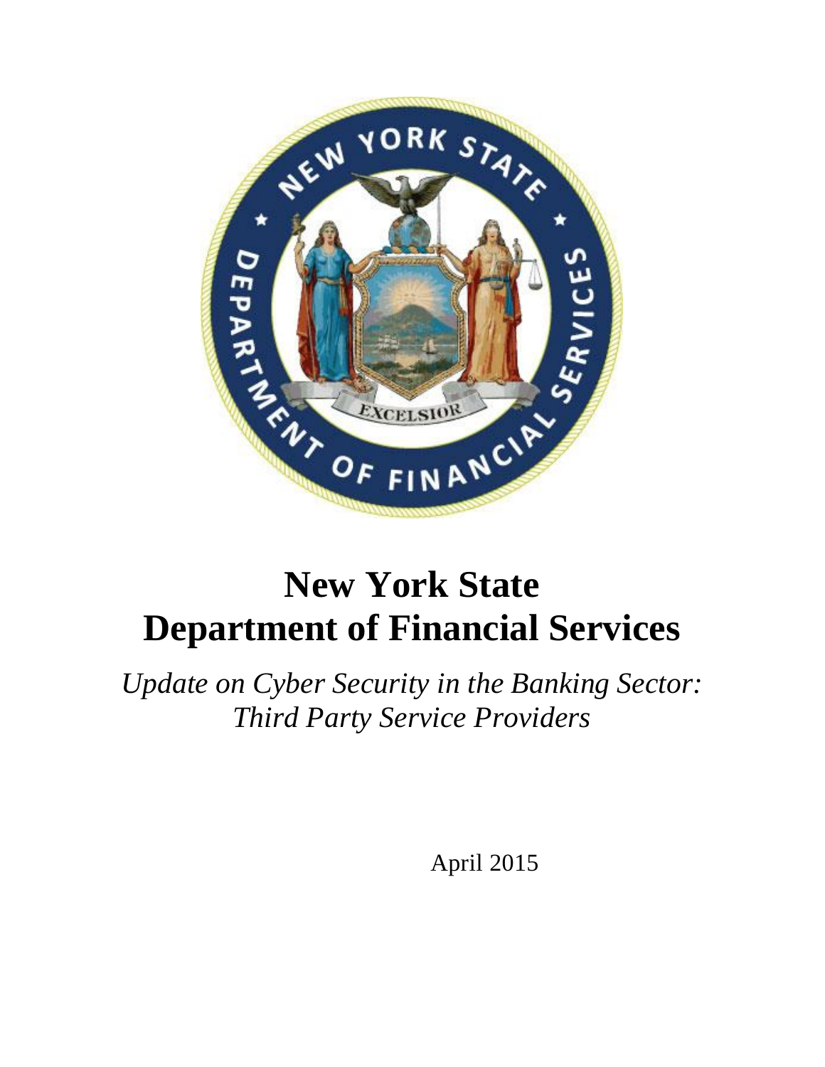# New York State Department of Financial Services

*Update on Cyber Security in the Banking Sector: Third Party Service Providers*

April 2015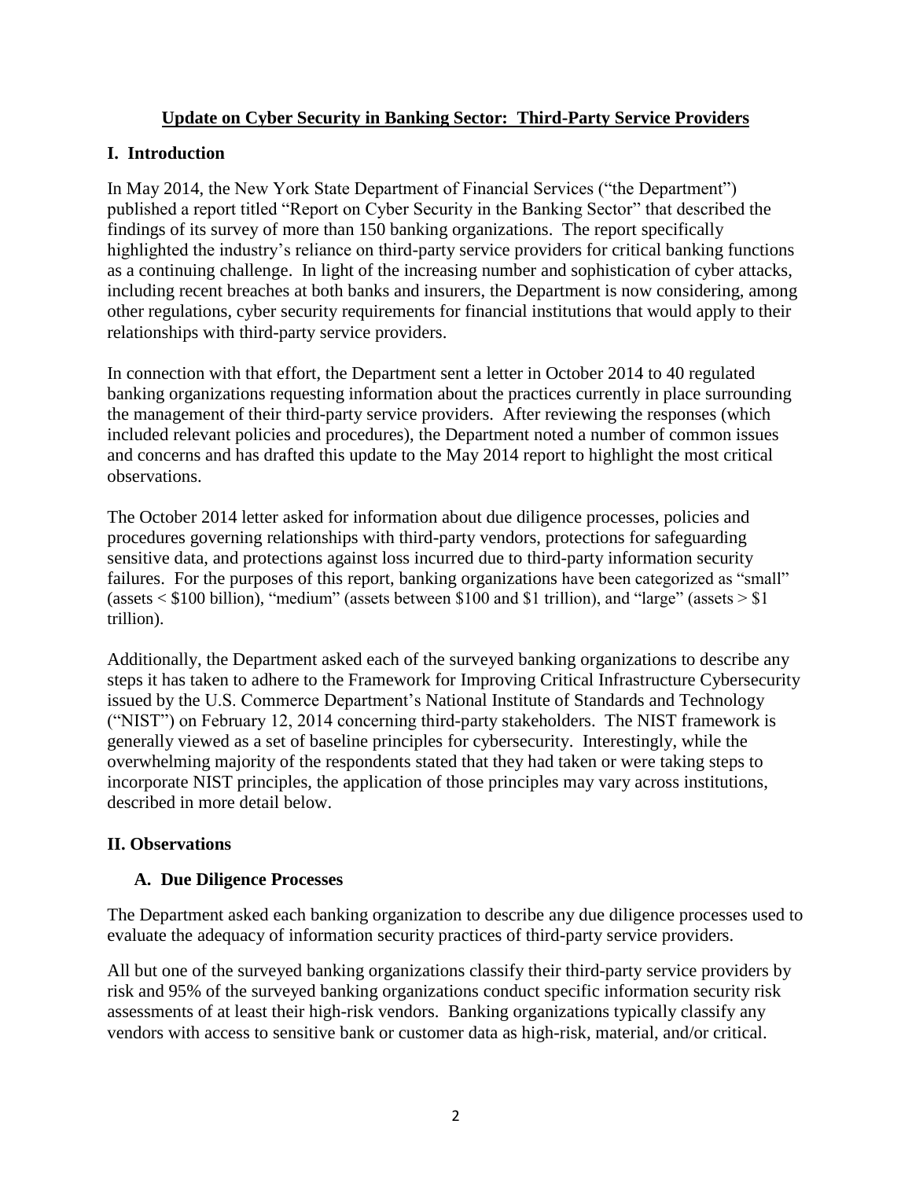## Update on Cyber Security in Banking Sector: Third-Party Service Providers

### I. Introduction

In May 2014, the New York State Department of Financial Services ("the Department") published a report titled "Report on Cyber Security in the Banking Sector" that described the findings of its survey of more than 150 banking organizations. The report specifically highlighted the industry's reliance on third-party service providers for critical banking functions as a continuing challenge. In light of the increasing number and sophistication of cyber attacks, including recent breaches at both banks and insurers, the Department is now considering, among other regulations, cyber security requirements for financial institutions that would apply to their relationships with third-party service providers.

In connection with that effort, the Department sent a letter in October 2014 to 40 regulated banking organizations requesting information about the practices currently in place surrounding the management of their third-party service providers. After reviewing the responses (which included relevant policies and procedures), the Department noted a number of common issues and concerns and has drafted this update to the May 2014 report to highlight the most critical observations.

The October 2014 letter asked for information about due diligence processes, policies and procedures governing relationships with third-party vendors, protections for safeguarding sensitive data, and protections against loss incurred due to third-party information security failures. For the purposes of this report, banking organizations have been categorized as "small" (assets < $100 billion), "medium" (assets between $100 and $1 trillion), and "large" (assets > $1 trillion).

Additionally, the Department asked each of the surveyed banking organizations to describe any steps it has taken to adhere to the Framework for Improving Critical Infrastructure Cybersecurity issued by the U.S. Commerce Department's National Institute of Standards and Technology ("NIST") on February 12, 2014 concerning third-party stakeholders. The NIST framework is generally viewed as a set of baseline principles for cybersecurity. Interestingly, while the overwhelming majority of the respondents stated that they had taken or were taking steps to incorporate NIST principles, the application of those principles may vary across institutions, described in more detail below.

### II. Observations

#### A. Due Diligence Processes

The Department asked each banking organization to describe any due diligence processes used to evaluate the adequacy of information security practices of third-party service providers.

All but one of the surveyed banking organizations classify their third-party service providers by risk and 95% of the surveyed banking organizations conduct specific information security risk assessments of at least their high-risk vendors. Banking organizations typically classify any vendors with access to sensitive bank or customer data as high-risk, material, and/or critical.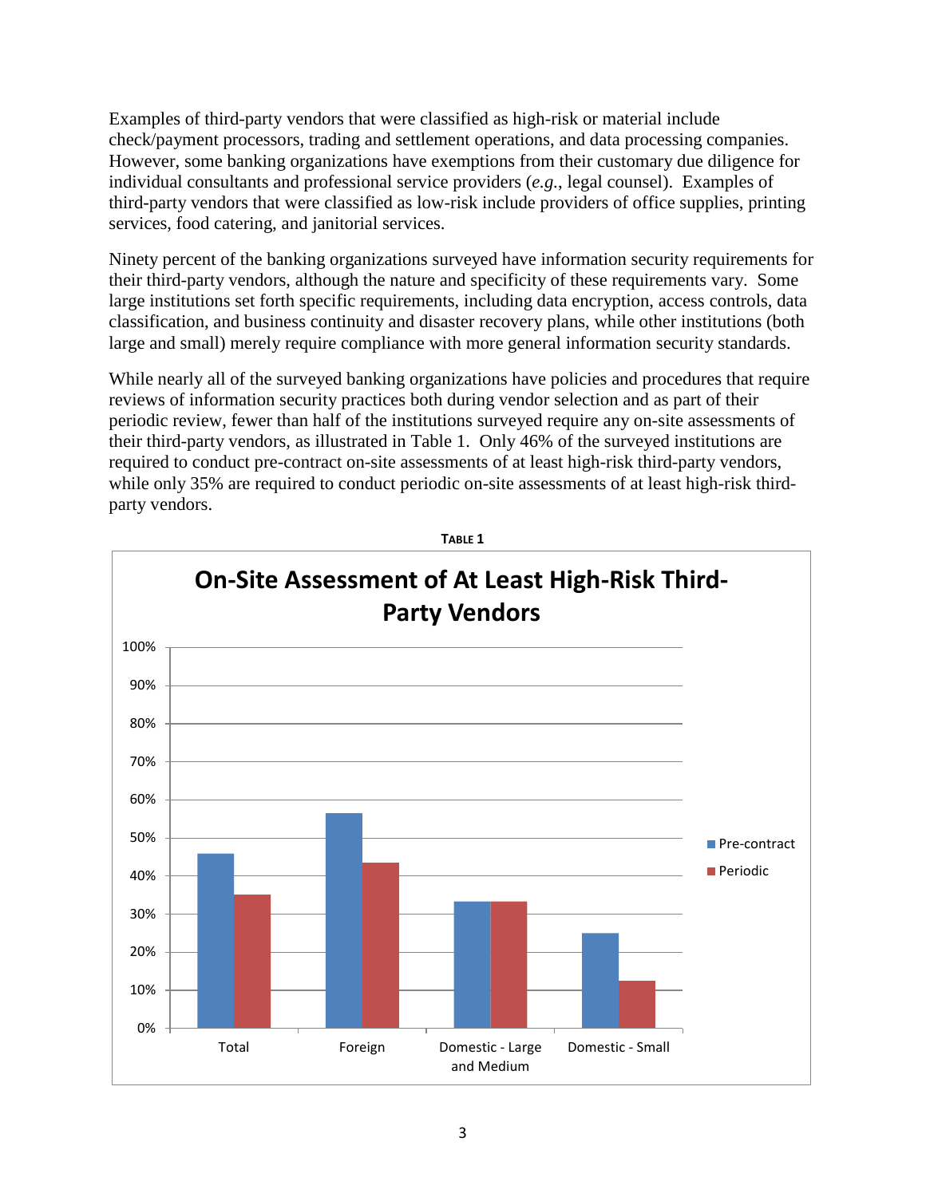Examples of third-party vendors that were classified as high-risk or material include check/payment processors, trading and settlement operations, and data processing companies. However, some banking organizations have exemptions from their customary due diligence for individual consultants and professional service providers (*e.g.*, legal counsel). Examples of third-party vendors that were classified as low-risk include providers of office supplies, printing services, food catering, and janitorial services.

Ninety percent of the banking organizations surveyed have information security requirements for their third-party vendors, although the nature and specificity of these requirements vary. Some large institutions set forth specific requirements, including data encryption, access controls, data classification, and business continuity and disaster recovery plans, while other institutions (both large and small) merely require compliance with more general information security standards.

While nearly all of the surveyed banking organizations have policies and procedures that require reviews of information security practices both during vendor selection and as part of their periodic review, fewer than half of the institutions surveyed require any on-site assessments of their third-party vendors, as illustrated in Table 1. Only 46% of the surveyed institutions are required to conduct pre-contract on-site assessments of at least high-risk third-party vendors, while only 35% are required to conduct periodic on-site assessments of at least high-risk third-party vendors.

**TABLE 1**

**On-Site Assessment of At Least High-Risk Third-Party Vendors**

| | Pre-contract | Periodic |
|---|---|---|
| Total | ~46% | ~35% |
| Foreign | ~56% | ~43% |
| Domestic - Large and Medium | ~33% | ~33% |
| Domestic - Small | ~25% | ~12% |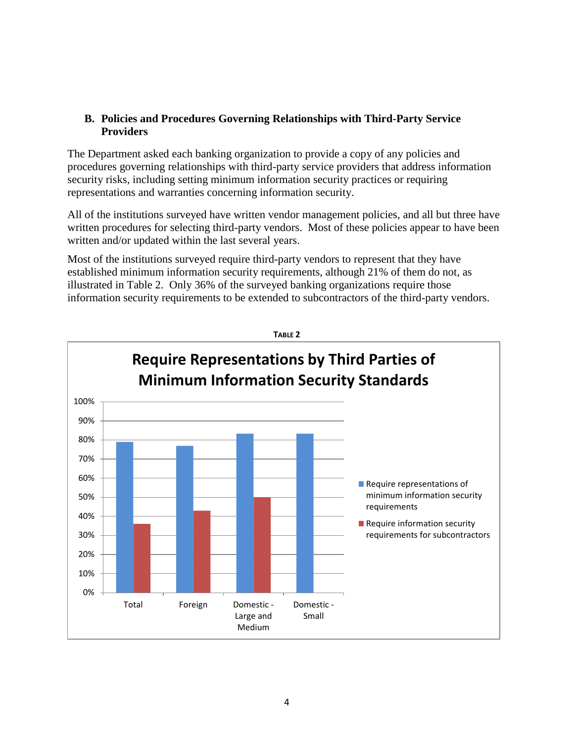### B. Policies and Procedures Governing Relationships with Third-Party Service Providers

The Department asked each banking organization to provide a copy of any policies and procedures governing relationships with third-party service providers that address information security risks, including setting minimum information security practices or requiring representations and warranties concerning information security.

All of the institutions surveyed have written vendor management policies, and all but three have written procedures for selecting third-party vendors. Most of these policies appear to have been written and/or updated within the last several years.

Most of the institutions surveyed require third-party vendors to represent that they have established minimum information security requirements, although 21% of them do not, as illustrated in Table 2. Only 36% of the surveyed banking organizations require those information security requirements to be extended to subcontractors of the third-party vendors.

**TABLE 2**

**Require Representations by Third Parties of Minimum Information Security Standards**

Legend: Require representations of minimum information security requirements; Require information security requirements for subcontractors

Categories: Total; Foreign; Domestic - Large and Medium; Domestic - Small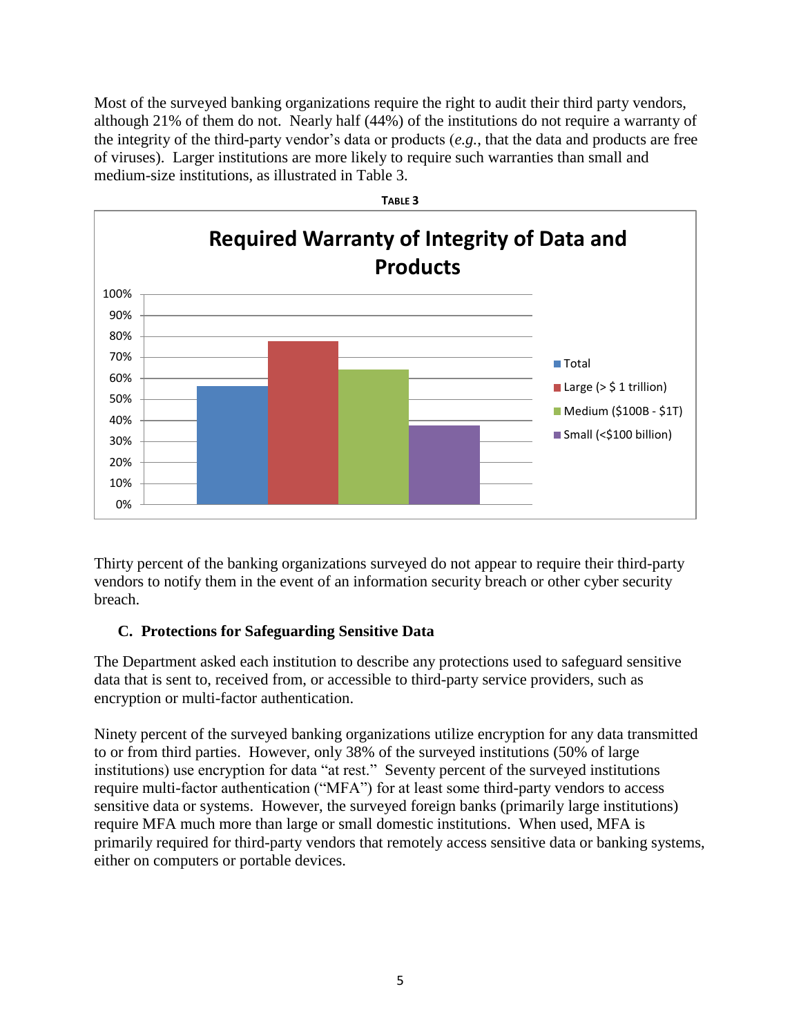Most of the surveyed banking organizations require the right to audit their third party vendors, although 21% of them do not. Nearly half (44%) of the institutions do not require a warranty of the integrity of the third-party vendor's data or products (*e.g.*, that the data and products are free of viruses). Larger institutions are more likely to require such warranties than small and medium-size institutions, as illustrated in Table 3.

**TABLE 3**

**Required Warranty of Integrity of Data and Products**

Thirty percent of the banking organizations surveyed do not appear to require their third-party vendors to notify them in the event of an information security breach or other cyber security breach.

### C. Protections for Safeguarding Sensitive Data

The Department asked each institution to describe any protections used to safeguard sensitive data that is sent to, received from, or accessible to third-party service providers, such as encryption or multi-factor authentication.

Ninety percent of the surveyed banking organizations utilize encryption for any data transmitted to or from third parties. However, only 38% of the surveyed institutions (50% of large institutions) use encryption for data "at rest." Seventy percent of the surveyed institutions require multi-factor authentication ("MFA") for at least some third-party vendors to access sensitive data or systems. However, the surveyed foreign banks (primarily large institutions) require MFA much more than large or small domestic institutions. When used, MFA is primarily required for third-party vendors that remotely access sensitive data or banking systems, either on computers or portable devices.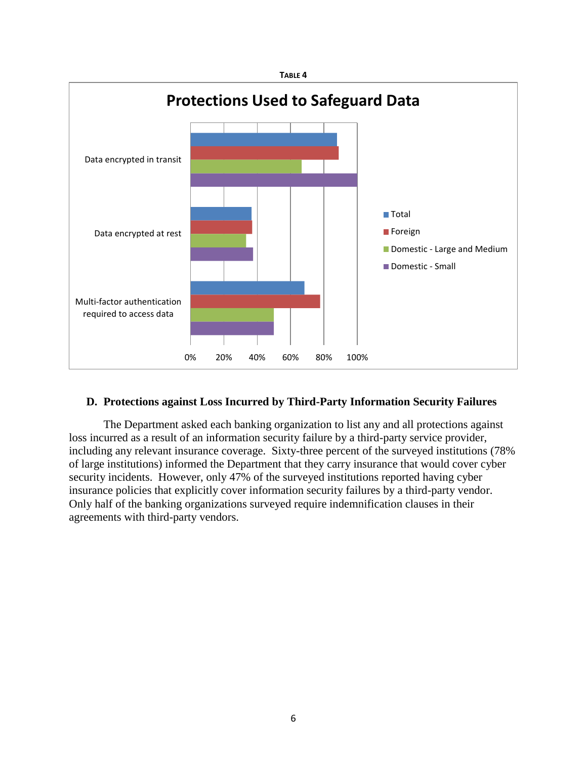**TABLE 4**

**Protections Used to Safeguard Data**

Data encrypted in transit

Data encrypted at rest

Multi-factor authentication required to access data

0% 20% 40% 60% 80% 100%

Total
Foreign
Domestic - Large and Medium
Domestic - Small

### D. Protections against Loss Incurred by Third-Party Information Security Failures

The Department asked each banking organization to list any and all protections against loss incurred as a result of an information security failure by a third-party service provider, including any relevant insurance coverage. Sixty-three percent of the surveyed institutions (78% of large institutions) informed the Department that they carry insurance that would cover cyber security incidents. However, only 47% of the surveyed institutions reported having cyber insurance policies that explicitly cover information security failures by a third-party vendor. Only half of the banking organizations surveyed require indemnification clauses in their agreements with third-party vendors.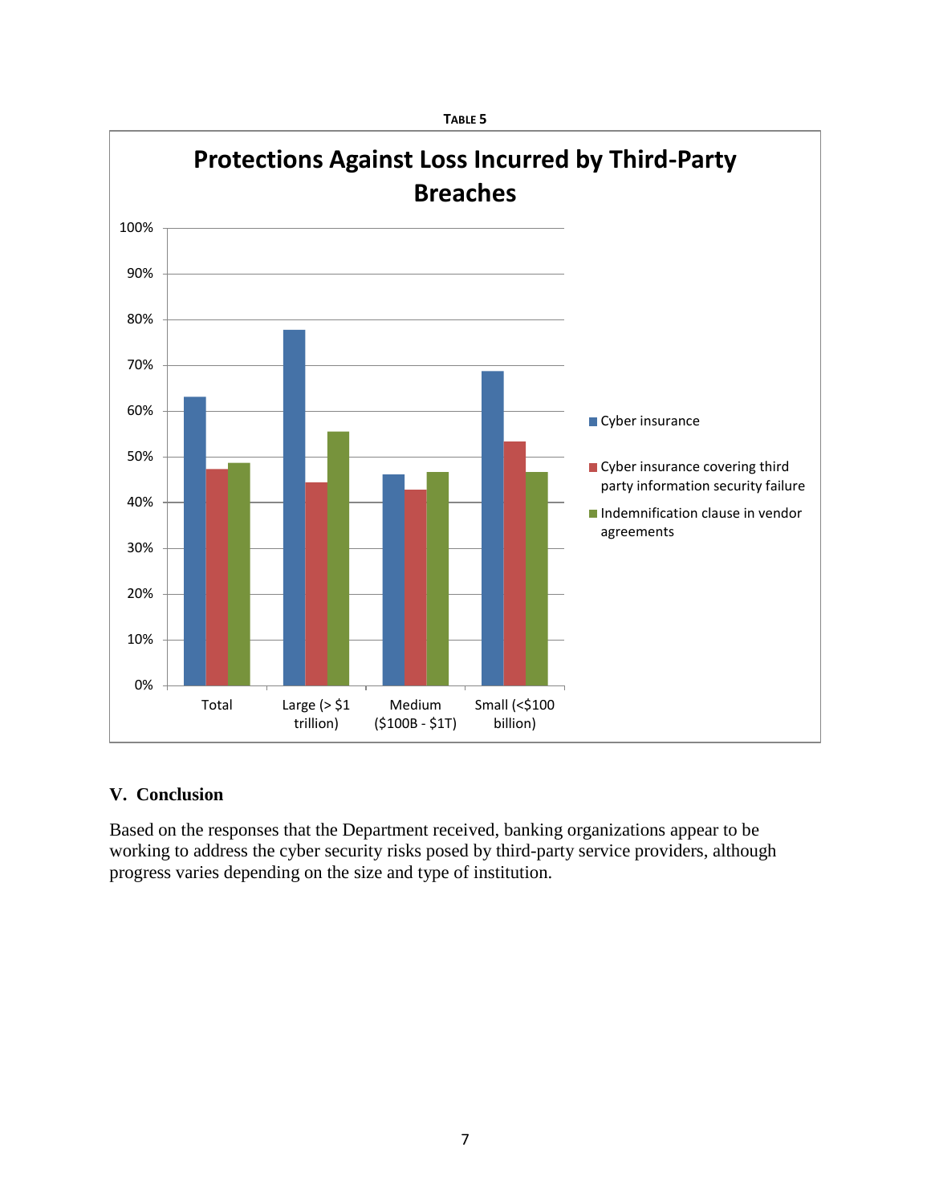**TABLE 5**

**Protections Against Loss Incurred by Third-Party Breaches**

100%
90%
80%
70%
60%
50%
40%
30%
20%
10%
0%

Total
Large (> $1 trillion)
Medium ($100B - $1T)
Small (<$100 billion)

Cyber insurance
Cyber insurance covering third party information security failure
Indemnification clause in vendor agreements

## V. Conclusion

Based on the responses that the Department received, banking organizations appear to be working to address the cyber security risks posed by third-party service providers, although progress varies depending on the size and type of institution.